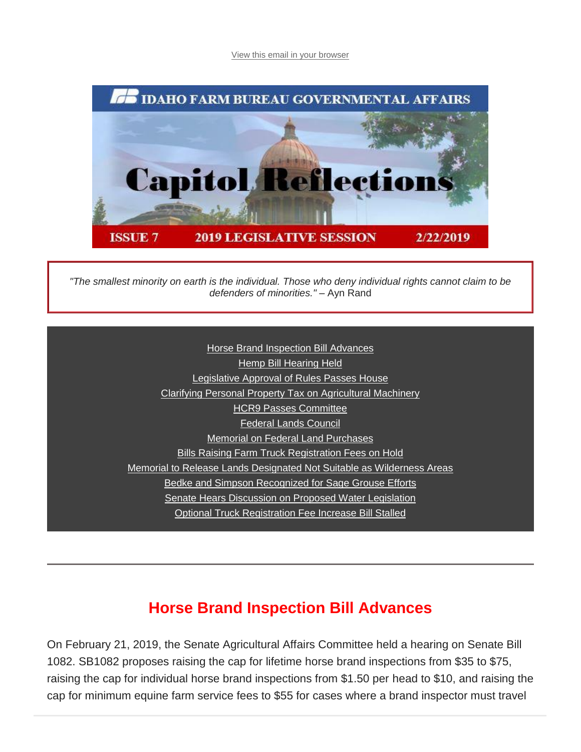View this email in your browser

# IDAHO FARM BUREAU GOVERNMENTAL AFFAIRS

# Capitol Reflections

**ISSUE 7 — 2019 LEGISLATIVE SESSION — 2/22/2019**

*"The smallest minority on earth is the individual. Those who deny individual rights cannot claim to be defenders of minorities."* – Ayn Rand

- Horse Brand Inspection Bill Advances
- Hemp Bill Hearing Held
- Legislative Approval of Rules Passes House
- Clarifying Personal Property Tax on Agricultural Machinery
- HCR9 Passes Committee
- Federal Lands Council
- Memorial on Federal Land Purchases
- Bills Raising Farm Truck Registration Fees on Hold
- Memorial to Release Lands Designated Not Suitable as Wilderness Areas
- Bedke and Simpson Recognized for Sage Grouse Efforts
- Senate Hears Discussion on Proposed Water Legislation
- Optional Truck Registration Fee Increase Bill Stalled

---

## Horse Brand Inspection Bill Advances

On February 21, 2019, the Senate Agricultural Affairs Committee held a hearing on Senate Bill 1082. SB1082 proposes raising the cap for lifetime horse brand inspections from $35 to $75, raising the cap for individual horse brand inspections from $1.50 per head to $10, and raising the cap for minimum equine farm service fees to $55 for cases where a brand inspector must travel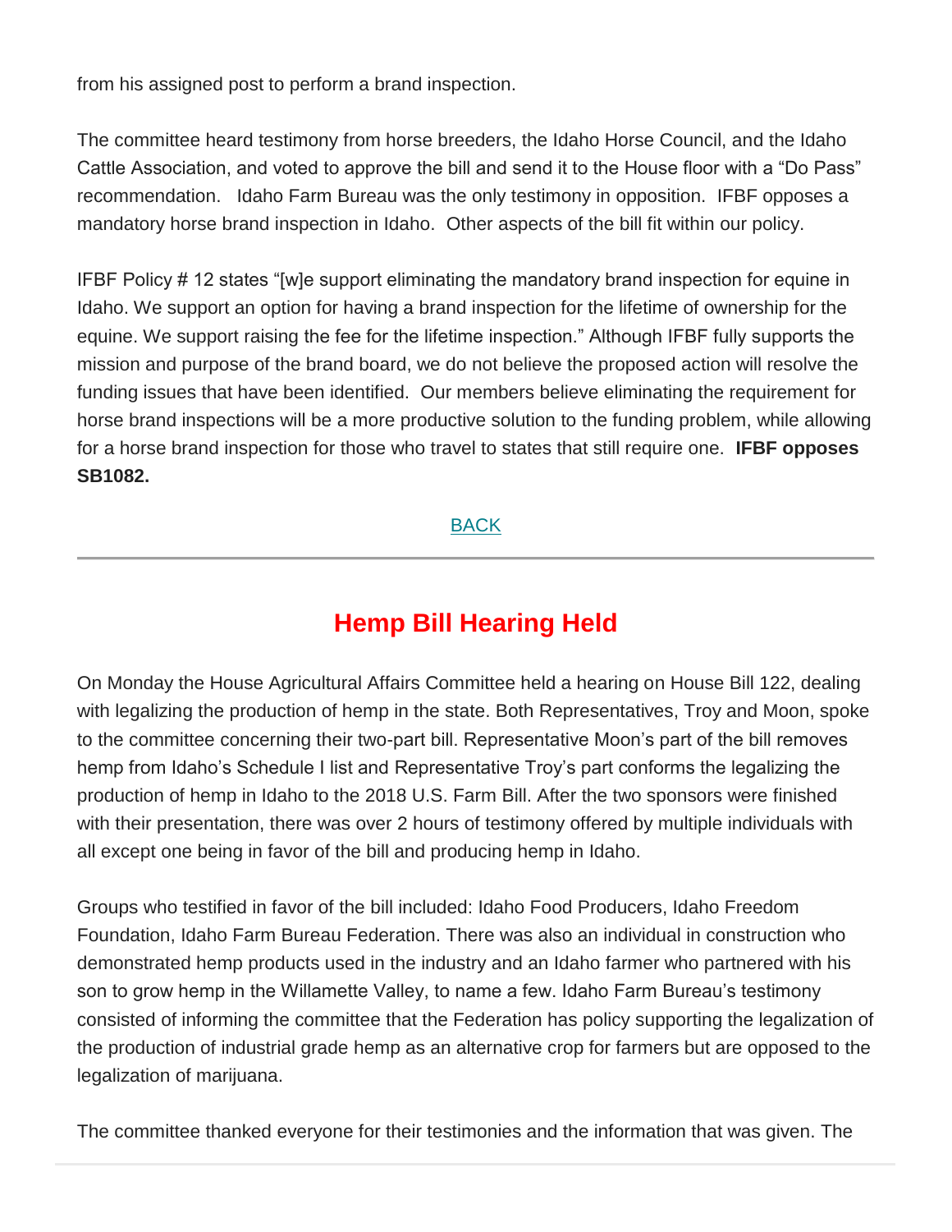from his assigned post to perform a brand inspection.

The committee heard testimony from horse breeders, the Idaho Horse Council, and the Idaho Cattle Association, and voted to approve the bill and send it to the House floor with a "Do Pass" recommendation. Idaho Farm Bureau was the only testimony in opposition. IFBF opposes a mandatory horse brand inspection in Idaho. Other aspects of the bill fit within our policy.

IFBF Policy # 12 states "[w]e support eliminating the mandatory brand inspection for equine in Idaho. We support an option for having a brand inspection for the lifetime of ownership for the equine. We support raising the fee for the lifetime inspection." Although IFBF fully supports the mission and purpose of the brand board, we do not believe the proposed action will resolve the funding issues that have been identified. Our members believe eliminating the requirement for horse brand inspections will be a more productive solution to the funding problem, while allowing for a horse brand inspection for those who travel to states that still require one. **IFBF opposes SB1082.**

BACK

---

## Hemp Bill Hearing Held

On Monday the House Agricultural Affairs Committee held a hearing on House Bill 122, dealing with legalizing the production of hemp in the state. Both Representatives, Troy and Moon, spoke to the committee concerning their two-part bill. Representative Moon's part of the bill removes hemp from Idaho's Schedule I list and Representative Troy's part conforms the legalizing the production of hemp in Idaho to the 2018 U.S. Farm Bill. After the two sponsors were finished with their presentation, there was over 2 hours of testimony offered by multiple individuals with all except one being in favor of the bill and producing hemp in Idaho.

Groups who testified in favor of the bill included: Idaho Food Producers, Idaho Freedom Foundation, Idaho Farm Bureau Federation. There was also an individual in construction who demonstrated hemp products used in the industry and an Idaho farmer who partnered with his son to grow hemp in the Willamette Valley, to name a few. Idaho Farm Bureau's testimony consisted of informing the committee that the Federation has policy supporting the legalization of the production of industrial grade hemp as an alternative crop for farmers but are opposed to the legalization of marijuana.

The committee thanked everyone for their testimonies and the information that was given. The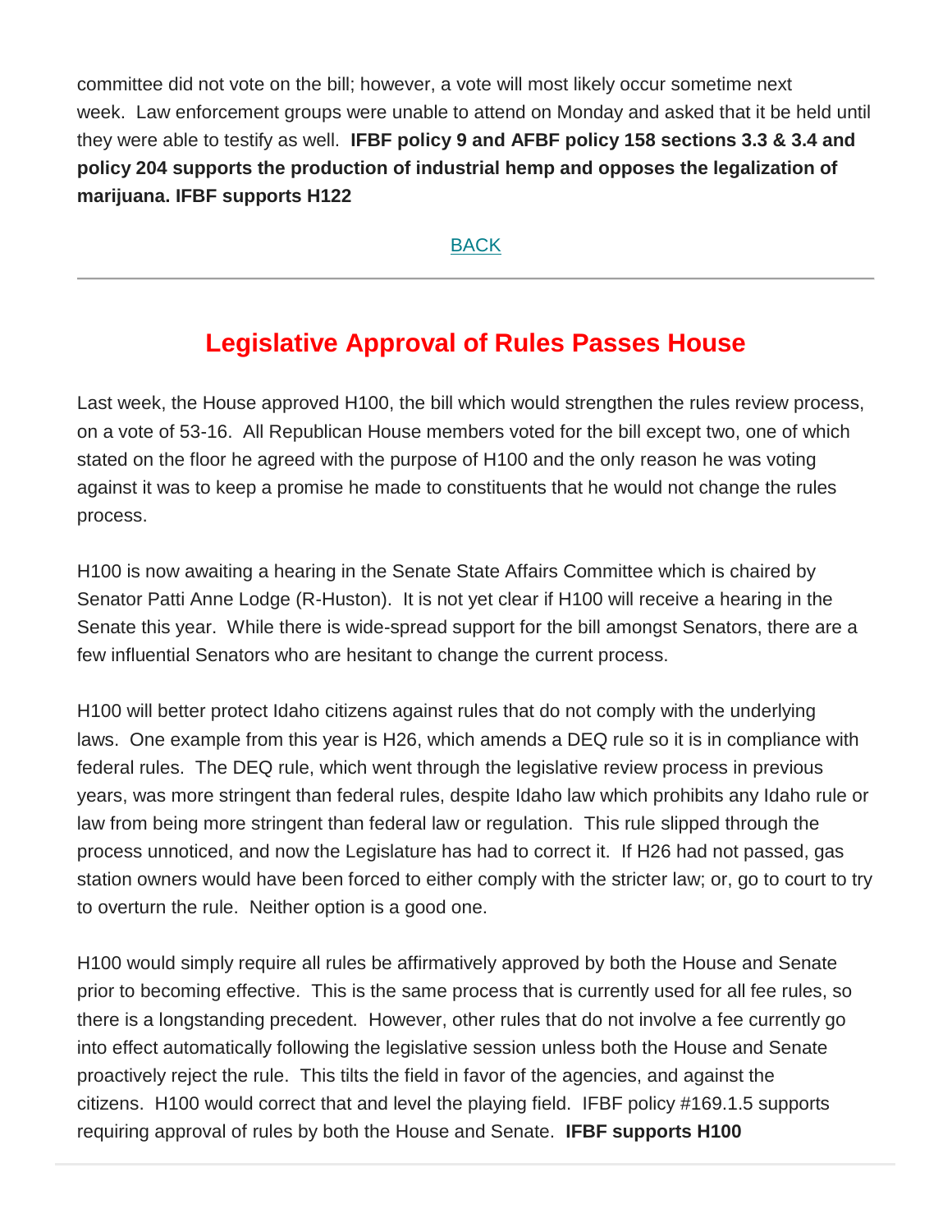committee did not vote on the bill; however, a vote will most likely occur sometime next week. Law enforcement groups were unable to attend on Monday and asked that it be held until they were able to testify as well. **IFBF policy 9 and AFBF policy 158 sections 3.3 & 3.4 and policy 204 supports the production of industrial hemp and opposes the legalization of marijuana. IFBF supports H122**

BACK

---

## Legislative Approval of Rules Passes House

Last week, the House approved H100, the bill which would strengthen the rules review process, on a vote of 53-16. All Republican House members voted for the bill except two, one of which stated on the floor he agreed with the purpose of H100 and the only reason he was voting against it was to keep a promise he made to constituents that he would not change the rules process.

H100 is now awaiting a hearing in the Senate State Affairs Committee which is chaired by Senator Patti Anne Lodge (R-Huston). It is not yet clear if H100 will receive a hearing in the Senate this year. While there is wide-spread support for the bill amongst Senators, there are a few influential Senators who are hesitant to change the current process.

H100 will better protect Idaho citizens against rules that do not comply with the underlying laws. One example from this year is H26, which amends a DEQ rule so it is in compliance with federal rules. The DEQ rule, which went through the legislative review process in previous years, was more stringent than federal rules, despite Idaho law which prohibits any Idaho rule or law from being more stringent than federal law or regulation. This rule slipped through the process unnoticed, and now the Legislature has had to correct it. If H26 had not passed, gas station owners would have been forced to either comply with the stricter law; or, go to court to try to overturn the rule. Neither option is a good one.

H100 would simply require all rules be affirmatively approved by both the House and Senate prior to becoming effective. This is the same process that is currently used for all fee rules, so there is a longstanding precedent. However, other rules that do not involve a fee currently go into effect automatically following the legislative session unless both the House and Senate proactively reject the rule. This tilts the field in favor of the agencies, and against the citizens. H100 would correct that and level the playing field. IFBF policy #169.1.5 supports requiring approval of rules by both the House and Senate. **IFBF supports H100**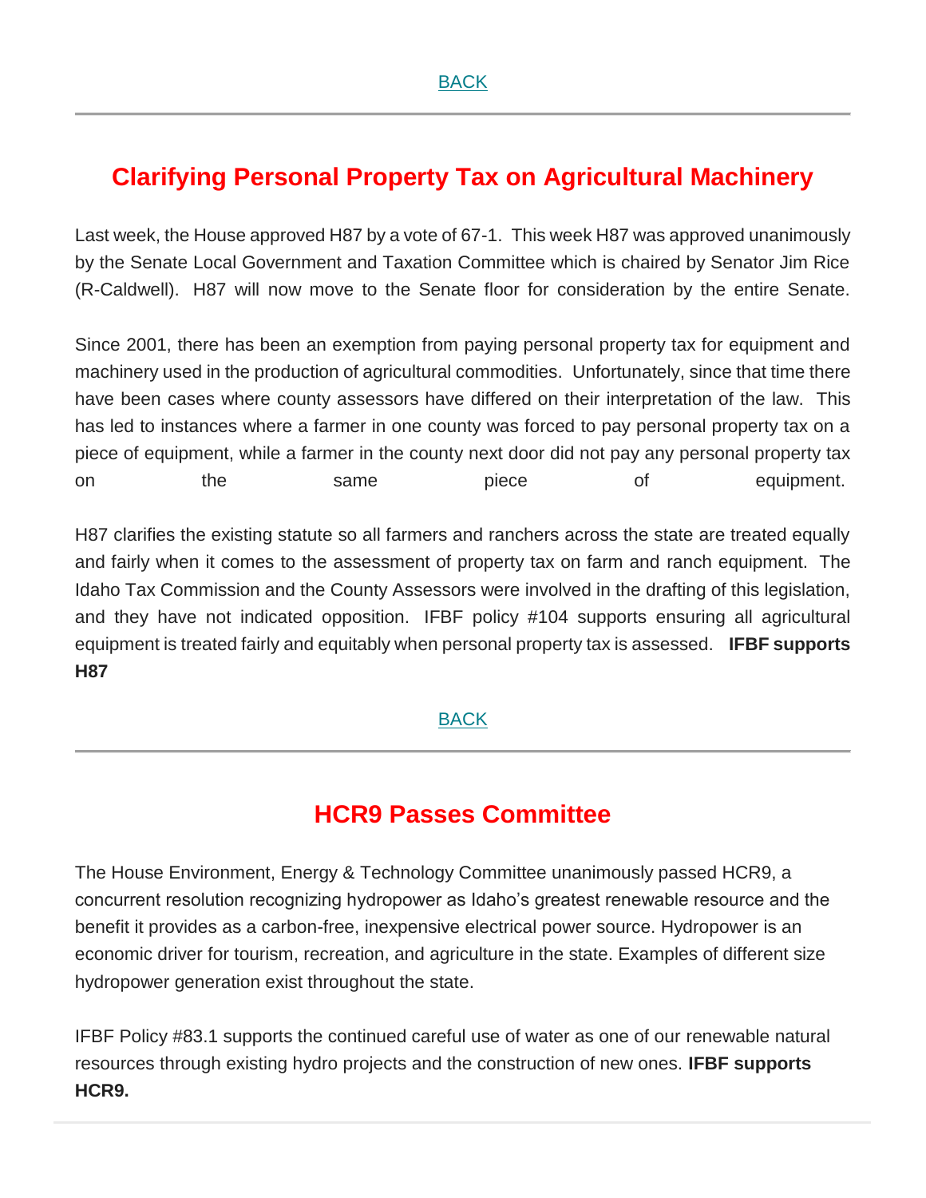BACK

## Clarifying Personal Property Tax on Agricultural Machinery

Last week, the House approved H87 by a vote of 67-1. This week H87 was approved unanimously by the Senate Local Government and Taxation Committee which is chaired by Senator Jim Rice (R-Caldwell). H87 will now move to the Senate floor for consideration by the entire Senate.

Since 2001, there has been an exemption from paying personal property tax for equipment and machinery used in the production of agricultural commodities. Unfortunately, since that time there have been cases where county assessors have differed on their interpretation of the law. This has led to instances where a farmer in one county was forced to pay personal property tax on a piece of equipment, while a farmer in the county next door did not pay any personal property tax on the same piece of equipment.

H87 clarifies the existing statute so all farmers and ranchers across the state are treated equally and fairly when it comes to the assessment of property tax on farm and ranch equipment. The Idaho Tax Commission and the County Assessors were involved in the drafting of this legislation, and they have not indicated opposition. IFBF policy #104 supports ensuring all agricultural equipment is treated fairly and equitably when personal property tax is assessed. **IFBF supports H87**

BACK

## HCR9 Passes Committee

The House Environment, Energy & Technology Committee unanimously passed HCR9, a concurrent resolution recognizing hydropower as Idaho's greatest renewable resource and the benefit it provides as a carbon-free, inexpensive electrical power source. Hydropower is an economic driver for tourism, recreation, and agriculture in the state. Examples of different size hydropower generation exist throughout the state.

IFBF Policy #83.1 supports the continued careful use of water as one of our renewable natural resources through existing hydro projects and the construction of new ones. **IFBF supports HCR9.**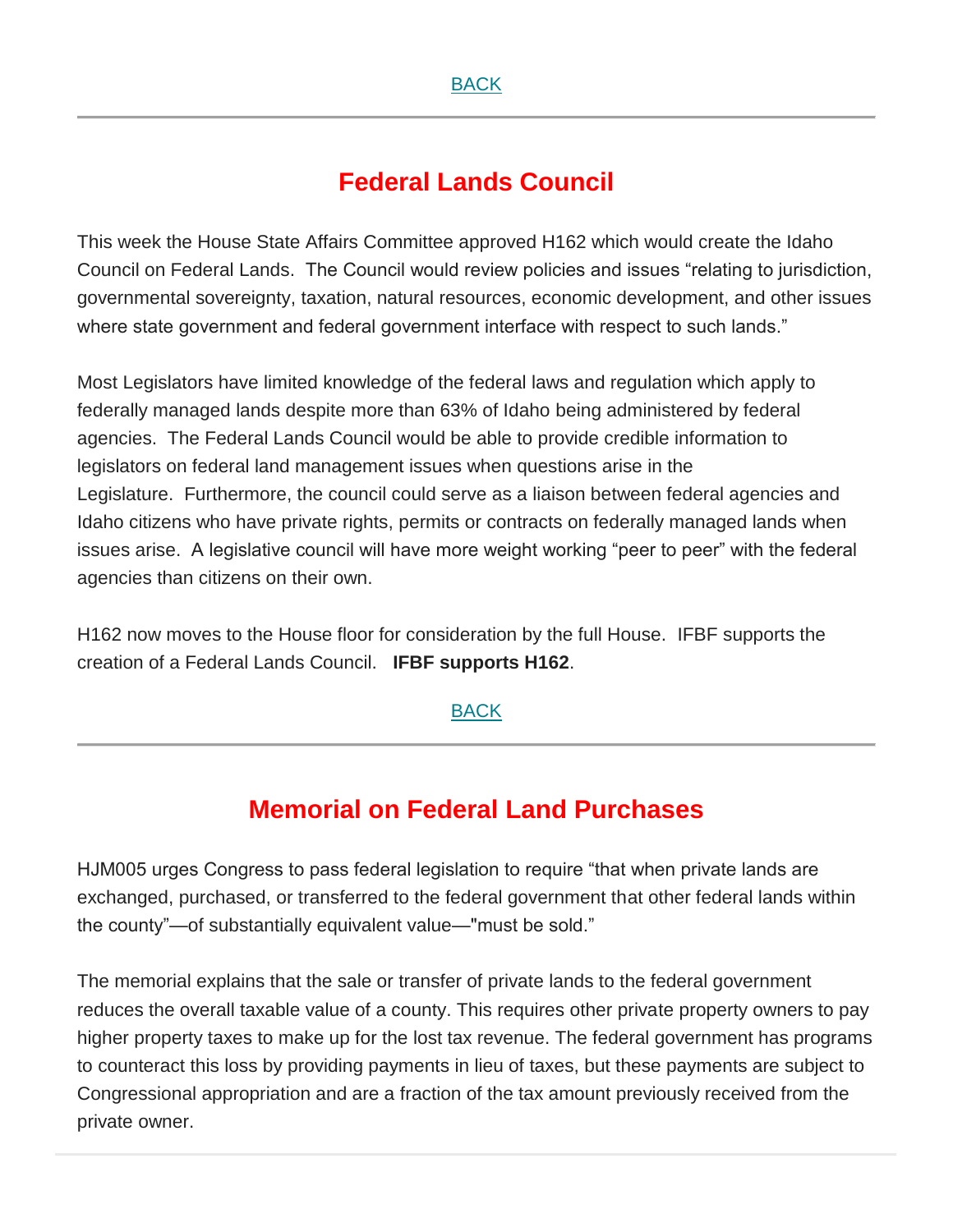BACK

## Federal Lands Council

This week the House State Affairs Committee approved H162 which would create the Idaho Council on Federal Lands. The Council would review policies and issues "relating to jurisdiction, governmental sovereignty, taxation, natural resources, economic development, and other issues where state government and federal government interface with respect to such lands."

Most Legislators have limited knowledge of the federal laws and regulation which apply to federally managed lands despite more than 63% of Idaho being administered by federal agencies. The Federal Lands Council would be able to provide credible information to legislators on federal land management issues when questions arise in the Legislature. Furthermore, the council could serve as a liaison between federal agencies and Idaho citizens who have private rights, permits or contracts on federally managed lands when issues arise. A legislative council will have more weight working "peer to peer" with the federal agencies than citizens on their own.

H162 now moves to the House floor for consideration by the full House. IFBF supports the creation of a Federal Lands Council. **IFBF supports H162**.

BACK

## Memorial on Federal Land Purchases

HJM005 urges Congress to pass federal legislation to require "that when private lands are exchanged, purchased, or transferred to the federal government that other federal lands within the county"—of substantially equivalent value—"must be sold."

The memorial explains that the sale or transfer of private lands to the federal government reduces the overall taxable value of a county. This requires other private property owners to pay higher property taxes to make up for the lost tax revenue. The federal government has programs to counteract this loss by providing payments in lieu of taxes, but these payments are subject to Congressional appropriation and are a fraction of the tax amount previously received from the private owner.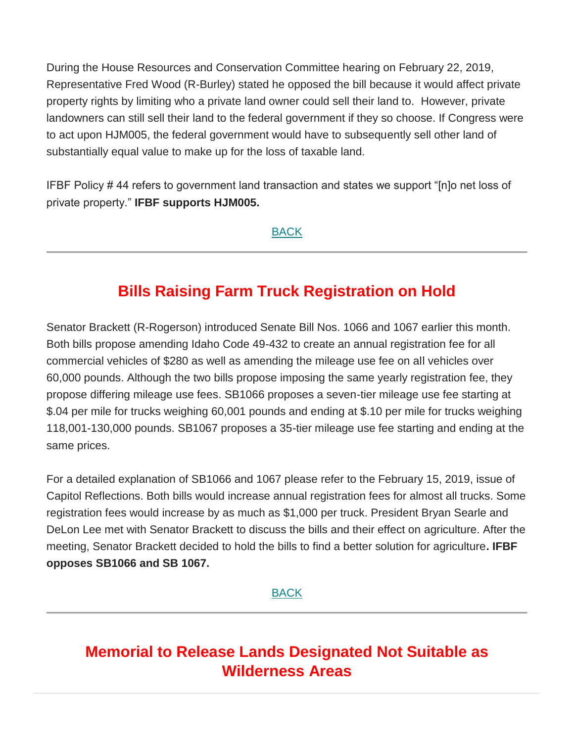During the House Resources and Conservation Committee hearing on February 22, 2019, Representative Fred Wood (R-Burley) stated he opposed the bill because it would affect private property rights by limiting who a private land owner could sell their land to. However, private landowners can still sell their land to the federal government if they so choose. If Congress were to act upon HJM005, the federal government would have to subsequently sell other land of substantially equal value to make up for the loss of taxable land.

IFBF Policy # 44 refers to government land transaction and states we support "[n]o net loss of private property." **IFBF supports HJM005.**

BACK

---

## Bills Raising Farm Truck Registration on Hold

Senator Brackett (R-Rogerson) introduced Senate Bill Nos. 1066 and 1067 earlier this month. Both bills propose amending Idaho Code 49-432 to create an annual registration fee for all commercial vehicles of $280 as well as amending the mileage use fee on all vehicles over 60,000 pounds. Although the two bills propose imposing the same yearly registration fee, they propose differing mileage use fees. SB1066 proposes a seven-tier mileage use fee starting at $.04 per mile for trucks weighing 60,001 pounds and ending at $.10 per mile for trucks weighing 118,001-130,000 pounds. SB1067 proposes a 35-tier mileage use fee starting and ending at the same prices.

For a detailed explanation of SB1066 and 1067 please refer to the February 15, 2019, issue of Capitol Reflections. Both bills would increase annual registration fees for almost all trucks. Some registration fees would increase by as much as $1,000 per truck. President Bryan Searle and DeLon Lee met with Senator Brackett to discuss the bills and their effect on agriculture. After the meeting, Senator Brackett decided to hold the bills to find a better solution for agriculture**. IFBF opposes SB1066 and SB 1067.**

BACK

---

## Memorial to Release Lands Designated Not Suitable as Wilderness Areas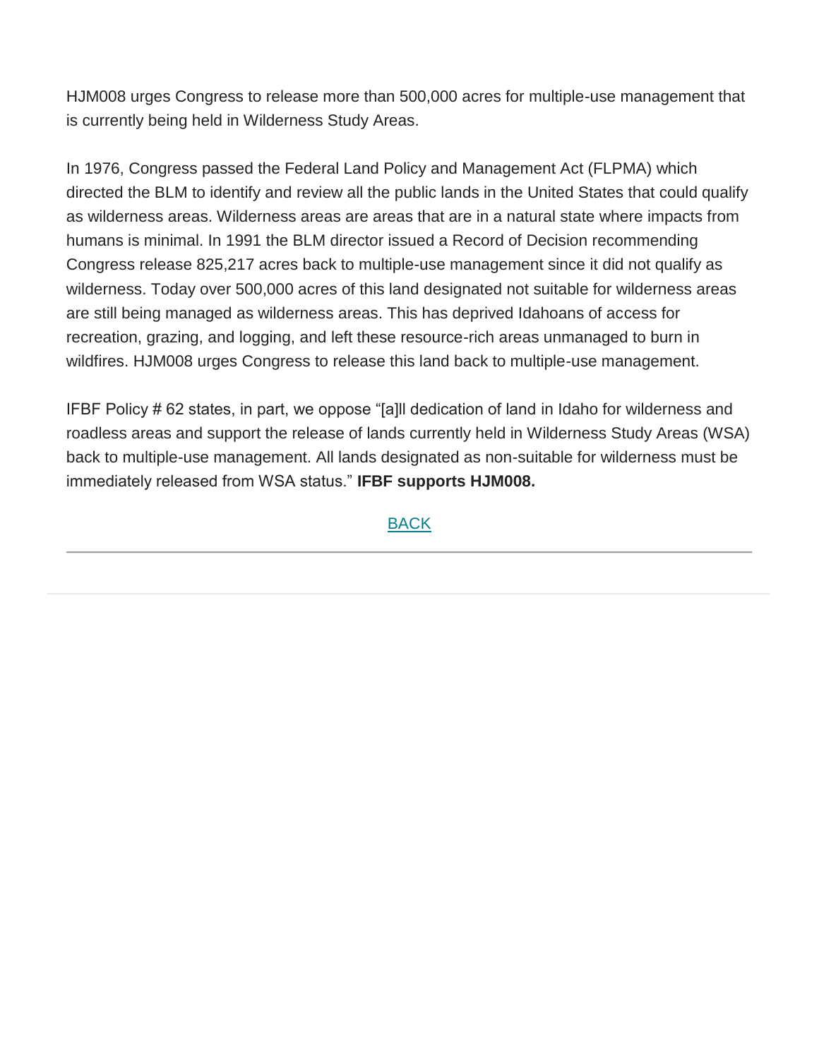HJM008 urges Congress to release more than 500,000 acres for multiple-use management that is currently being held in Wilderness Study Areas.

In 1976, Congress passed the Federal Land Policy and Management Act (FLPMA) which directed the BLM to identify and review all the public lands in the United States that could qualify as wilderness areas. Wilderness areas are areas that are in a natural state where impacts from humans is minimal. In 1991 the BLM director issued a Record of Decision recommending Congress release 825,217 acres back to multiple-use management since it did not qualify as wilderness. Today over 500,000 acres of this land designated not suitable for wilderness areas are still being managed as wilderness areas. This has deprived Idahoans of access for recreation, grazing, and logging, and left these resource-rich areas unmanaged to burn in wildfires. HJM008 urges Congress to release this land back to multiple-use management.

IFBF Policy # 62 states, in part, we oppose "[a]ll dedication of land in Idaho for wilderness and roadless areas and support the release of lands currently held in Wilderness Study Areas (WSA) back to multiple-use management. All lands designated as non-suitable for wilderness must be immediately released from WSA status." **IFBF supports HJM008.**

BACK

---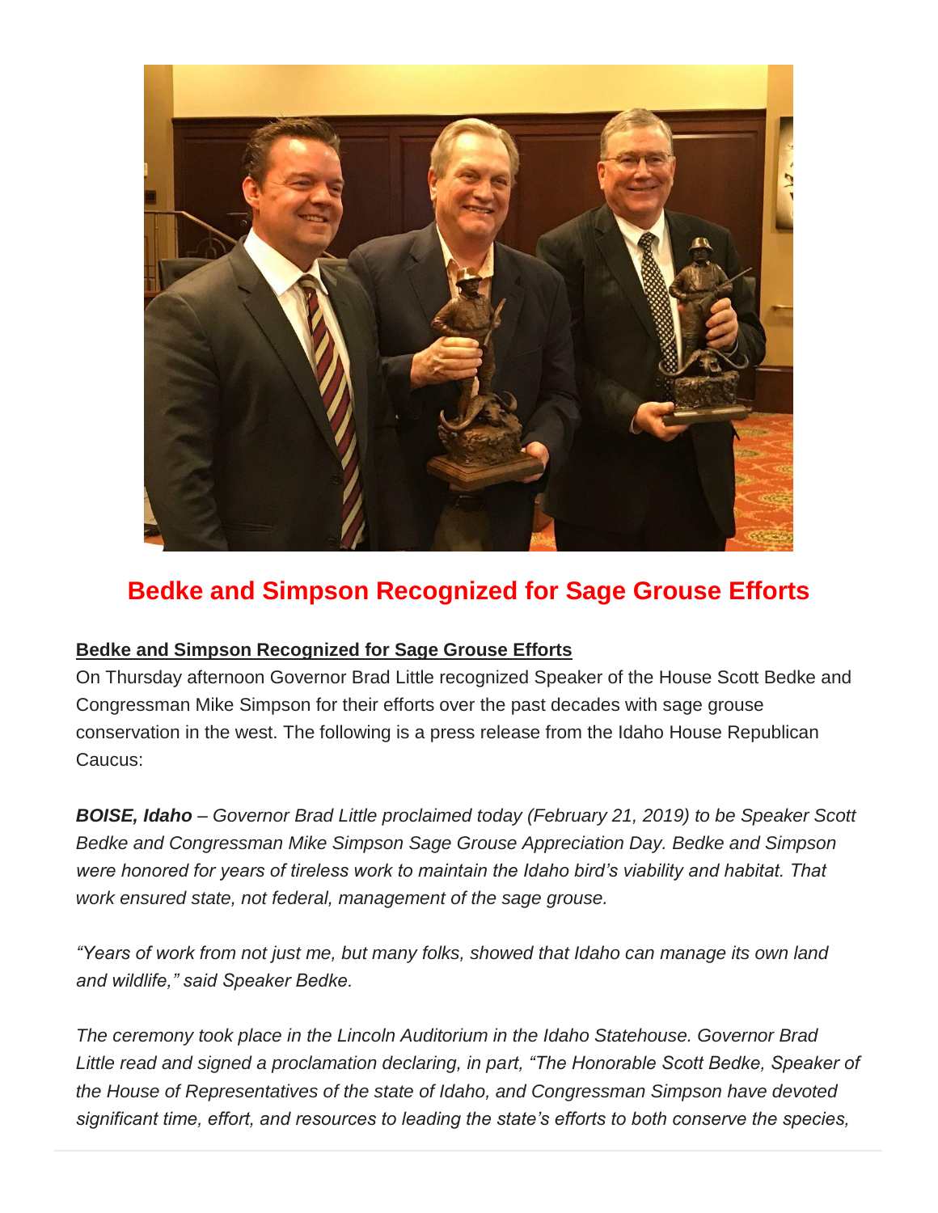## Bedke and Simpson Recognized for Sage Grouse Efforts

**Bedke and Simpson Recognized for Sage Grouse Efforts**

On Thursday afternoon Governor Brad Little recognized Speaker of the House Scott Bedke and Congressman Mike Simpson for their efforts over the past decades with sage grouse conservation in the west. The following is a press release from the Idaho House Republican Caucus:

***BOISE, Idaho** – Governor Brad Little proclaimed today (February 21, 2019) to be Speaker Scott Bedke and Congressman Mike Simpson Sage Grouse Appreciation Day. Bedke and Simpson were honored for years of tireless work to maintain the Idaho bird's viability and habitat. That work ensured state, not federal, management of the sage grouse.*

*"Years of work from not just me, but many folks, showed that Idaho can manage its own land and wildlife," said Speaker Bedke.*

*The ceremony took place in the Lincoln Auditorium in the Idaho Statehouse. Governor Brad Little read and signed a proclamation declaring, in part, "The Honorable Scott Bedke, Speaker of the House of Representatives of the state of Idaho, and Congressman Simpson have devoted significant time, effort, and resources to leading the state's efforts to both conserve the species,*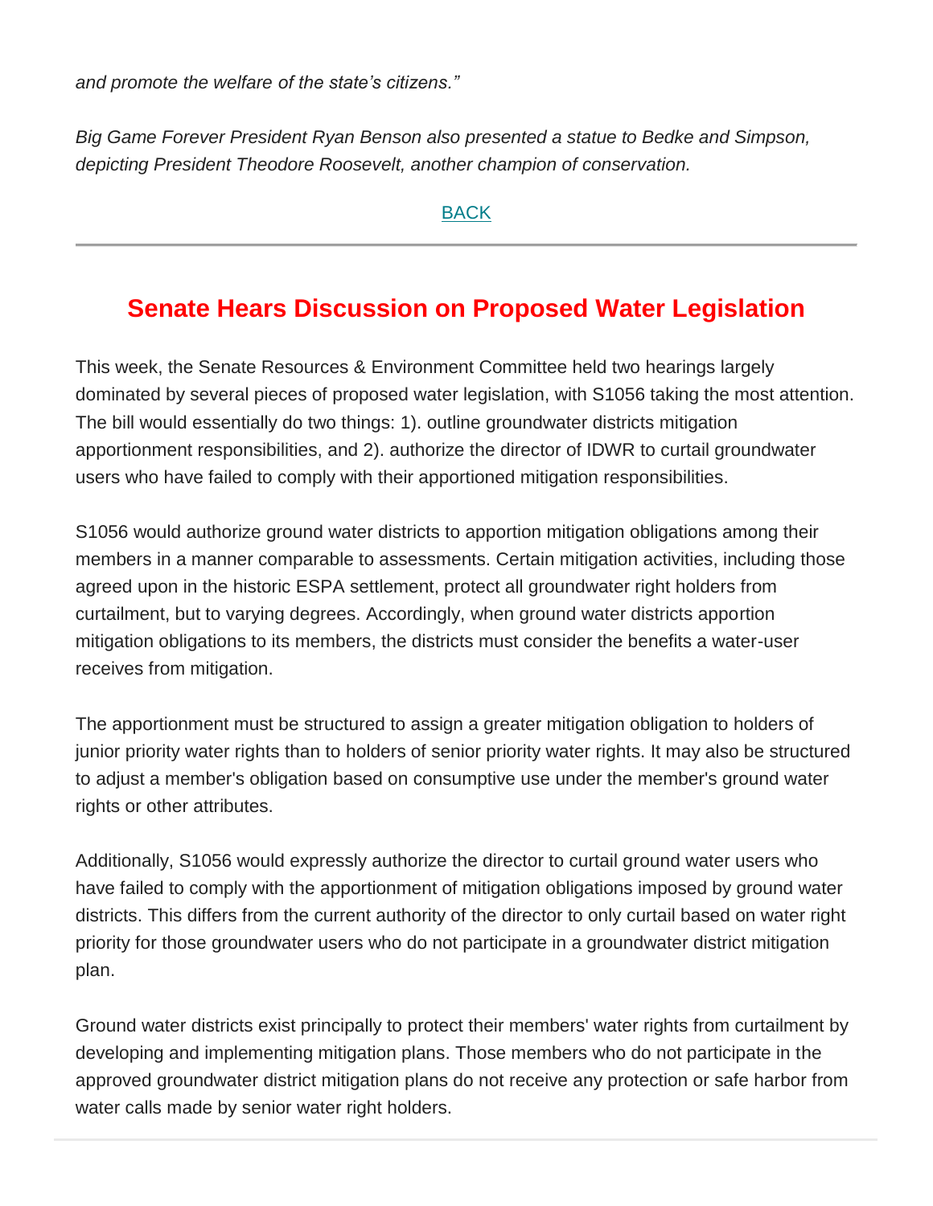*and promote the welfare of the state's citizens."*

*Big Game Forever President Ryan Benson also presented a statue to Bedke and Simpson, depicting President Theodore Roosevelt, another champion of conservation.*

BACK

---

## Senate Hears Discussion on Proposed Water Legislation

This week, the Senate Resources & Environment Committee held two hearings largely dominated by several pieces of proposed water legislation, with S1056 taking the most attention. The bill would essentially do two things: 1). outline groundwater districts mitigation apportionment responsibilities, and 2). authorize the director of IDWR to curtail groundwater users who have failed to comply with their apportioned mitigation responsibilities.

S1056 would authorize ground water districts to apportion mitigation obligations among their members in a manner comparable to assessments. Certain mitigation activities, including those agreed upon in the historic ESPA settlement, protect all groundwater right holders from curtailment, but to varying degrees. Accordingly, when ground water districts apportion mitigation obligations to its members, the districts must consider the benefits a water-user receives from mitigation.

The apportionment must be structured to assign a greater mitigation obligation to holders of junior priority water rights than to holders of senior priority water rights. It may also be structured to adjust a member's obligation based on consumptive use under the member's ground water rights or other attributes.

Additionally, S1056 would expressly authorize the director to curtail ground water users who have failed to comply with the apportionment of mitigation obligations imposed by ground water districts. This differs from the current authority of the director to only curtail based on water right priority for those groundwater users who do not participate in a groundwater district mitigation plan.

Ground water districts exist principally to protect their members' water rights from curtailment by developing and implementing mitigation plans. Those members who do not participate in the approved groundwater district mitigation plans do not receive any protection or safe harbor from water calls made by senior water right holders.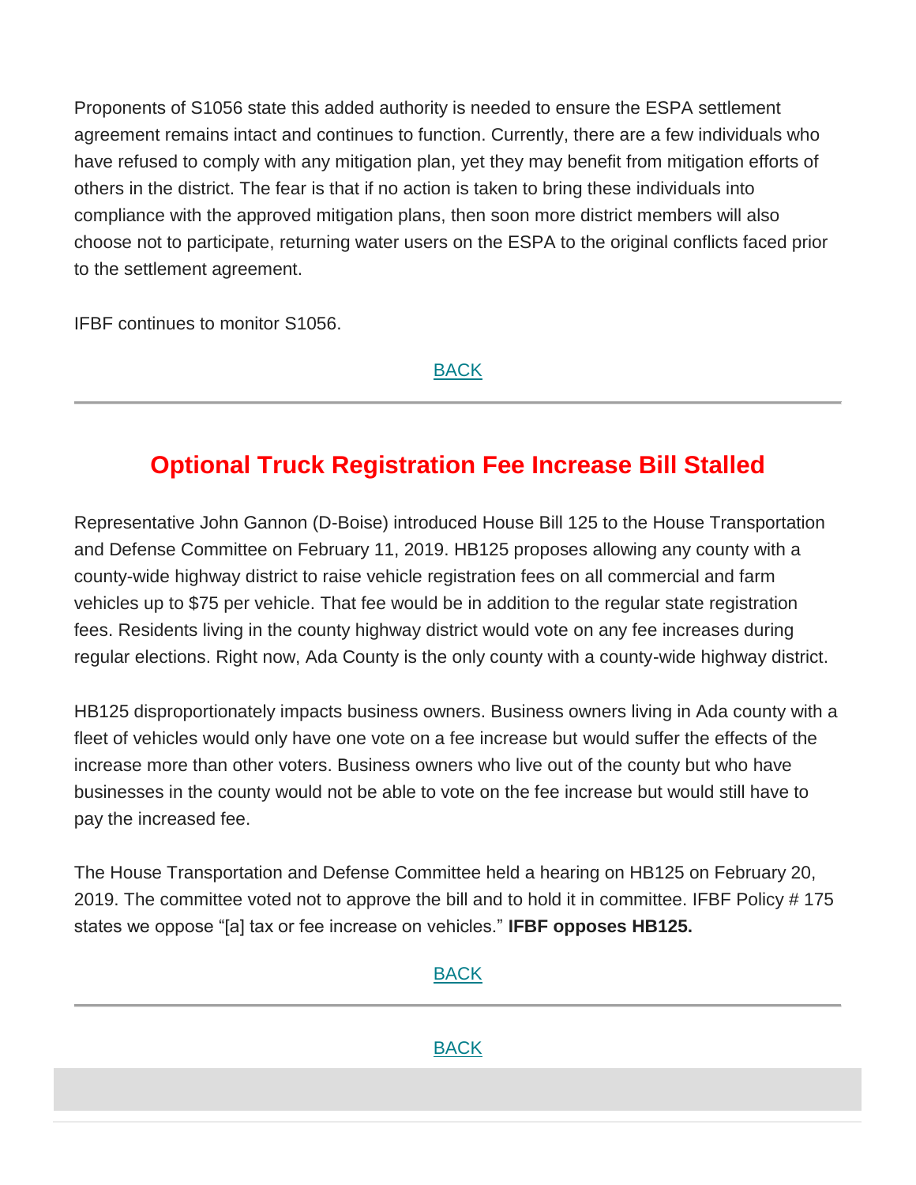Proponents of S1056 state this added authority is needed to ensure the ESPA settlement agreement remains intact and continues to function. Currently, there are a few individuals who have refused to comply with any mitigation plan, yet they may benefit from mitigation efforts of others in the district. The fear is that if no action is taken to bring these individuals into compliance with the approved mitigation plans, then soon more district members will also choose not to participate, returning water users on the ESPA to the original conflicts faced prior to the settlement agreement.

IFBF continues to monitor S1056.

BACK

---

## Optional Truck Registration Fee Increase Bill Stalled

Representative John Gannon (D-Boise) introduced House Bill 125 to the House Transportation and Defense Committee on February 11, 2019. HB125 proposes allowing any county with a county-wide highway district to raise vehicle registration fees on all commercial and farm vehicles up to $75 per vehicle. That fee would be in addition to the regular state registration fees. Residents living in the county highway district would vote on any fee increases during regular elections. Right now, Ada County is the only county with a county-wide highway district.

HB125 disproportionately impacts business owners. Business owners living in Ada county with a fleet of vehicles would only have one vote on a fee increase but would suffer the effects of the increase more than other voters. Business owners who live out of the county but who have businesses in the county would not be able to vote on the fee increase but would still have to pay the increased fee.

The House Transportation and Defense Committee held a hearing on HB125 on February 20, 2019. The committee voted not to approve the bill and to hold it in committee. IFBF Policy # 175 states we oppose "[a] tax or fee increase on vehicles." **IFBF opposes HB125.**

BACK

---

BACK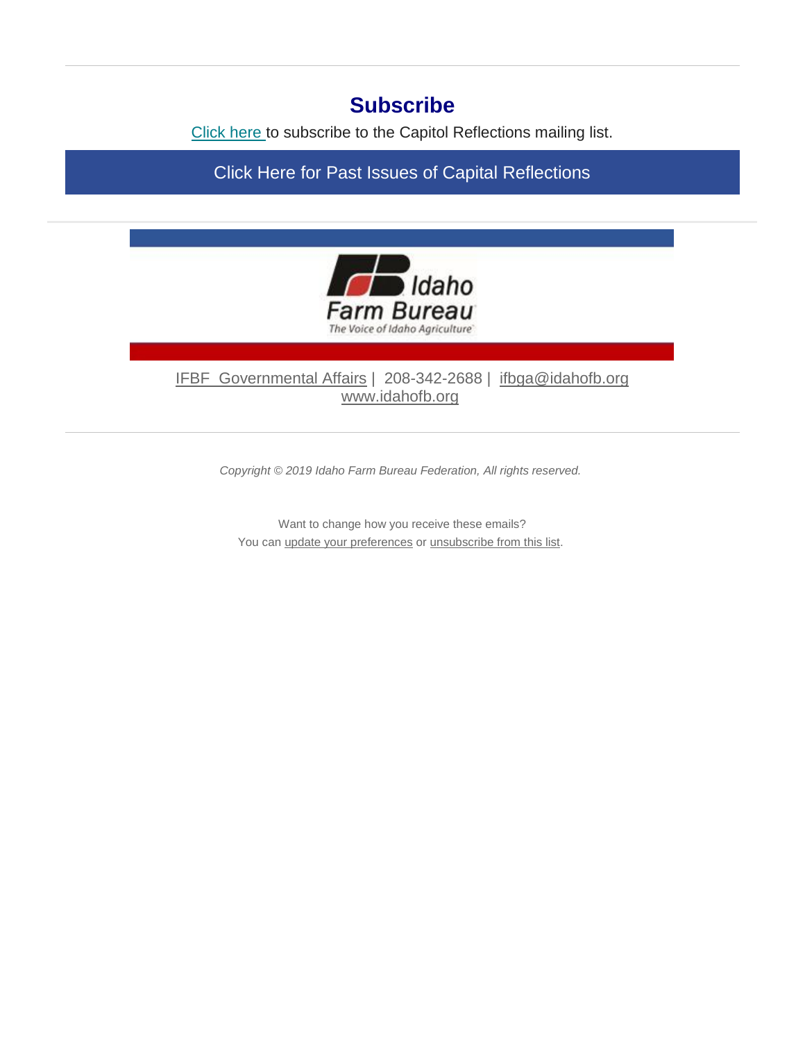## Subscribe

Click here to subscribe to the Capitol Reflections mailing list.

Click Here for Past Issues of Capital Reflections

Idaho Farm Bureau
The Voice of Idaho Agriculture

IFBF Governmental Affairs | 208-342-2688 | ifbga@idahofb.org
www.idahofb.org

*Copyright © 2019 Idaho Farm Bureau Federation, All rights reserved.*

Want to change how you receive these emails?
You can update your preferences or unsubscribe from this list.